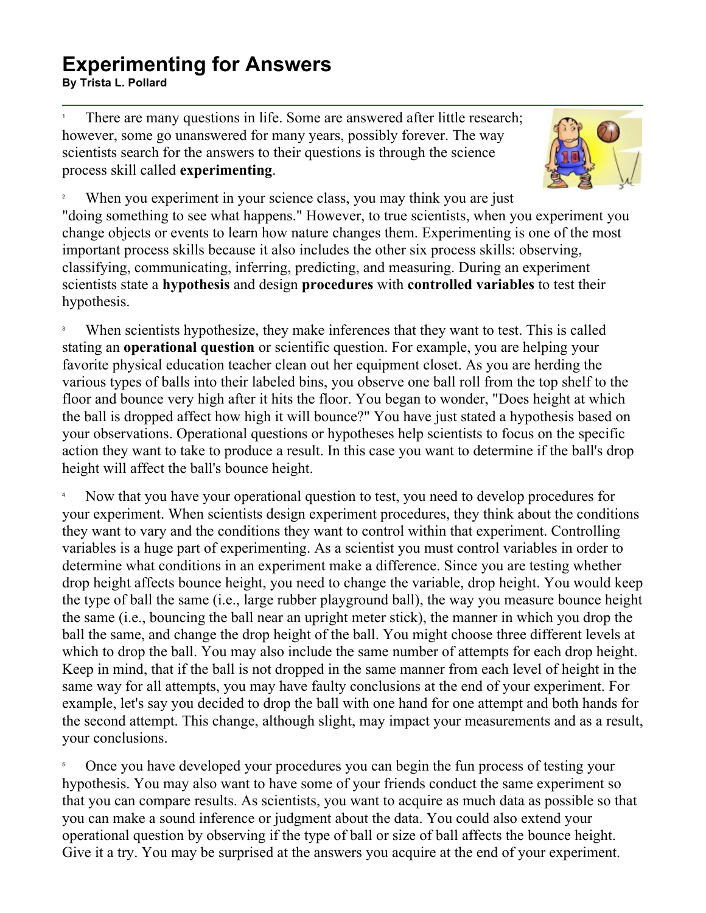# Experimenting for Answers

**By Trista L. Pollard**

1 There are many questions in life. Some are answered after little research; however, some go unanswered for many years, possibly forever. The way scientists search for the answers to their questions is through the science process skill called **experimenting**.

2 When you experiment in your science class, you may think you are just "doing something to see what happens." However, to true scientists, when you experiment you change objects or events to learn how nature changes them. Experimenting is one of the most important process skills because it also includes the other six process skills: observing, classifying, communicating, inferring, predicting, and measuring. During an experiment scientists state a **hypothesis** and design **procedures** with **controlled variables** to test their hypothesis.

3 When scientists hypothesize, they make inferences that they want to test. This is called stating an **operational question** or scientific question. For example, you are helping your favorite physical education teacher clean out her equipment closet. As you are herding the various types of balls into their labeled bins, you observe one ball roll from the top shelf to the floor and bounce very high after it hits the floor. You began to wonder, "Does height at which the ball is dropped affect how high it will bounce?" You have just stated a hypothesis based on your observations. Operational questions or hypotheses help scientists to focus on the specific action they want to take to produce a result. In this case you want to determine if the ball's drop height will affect the ball's bounce height.

4 Now that you have your operational question to test, you need to develop procedures for your experiment. When scientists design experiment procedures, they think about the conditions they want to vary and the conditions they want to control within that experiment. Controlling variables is a huge part of experimenting. As a scientist you must control variables in order to determine what conditions in an experiment make a difference. Since you are testing whether drop height affects bounce height, you need to change the variable, drop height. You would keep the type of ball the same (i.e., large rubber playground ball), the way you measure bounce height the same (i.e., bouncing the ball near an upright meter stick), the manner in which you drop the ball the same, and change the drop height of the ball. You might choose three different levels at which to drop the ball. You may also include the same number of attempts for each drop height. Keep in mind, that if the ball is not dropped in the same manner from each level of height in the same way for all attempts, you may have faulty conclusions at the end of your experiment. For example, let's say you decided to drop the ball with one hand for one attempt and both hands for the second attempt. This change, although slight, may impact your measurements and as a result, your conclusions.

5 Once you have developed your procedures you can begin the fun process of testing your hypothesis. You may also want to have some of your friends conduct the same experiment so that you can compare results. As scientists, you want to acquire as much data as possible so that you can make a sound inference or judgment about the data. You could also extend your operational question by observing if the type of ball or size of ball affects the bounce height. Give it a try. You may be surprised at the answers you acquire at the end of your experiment.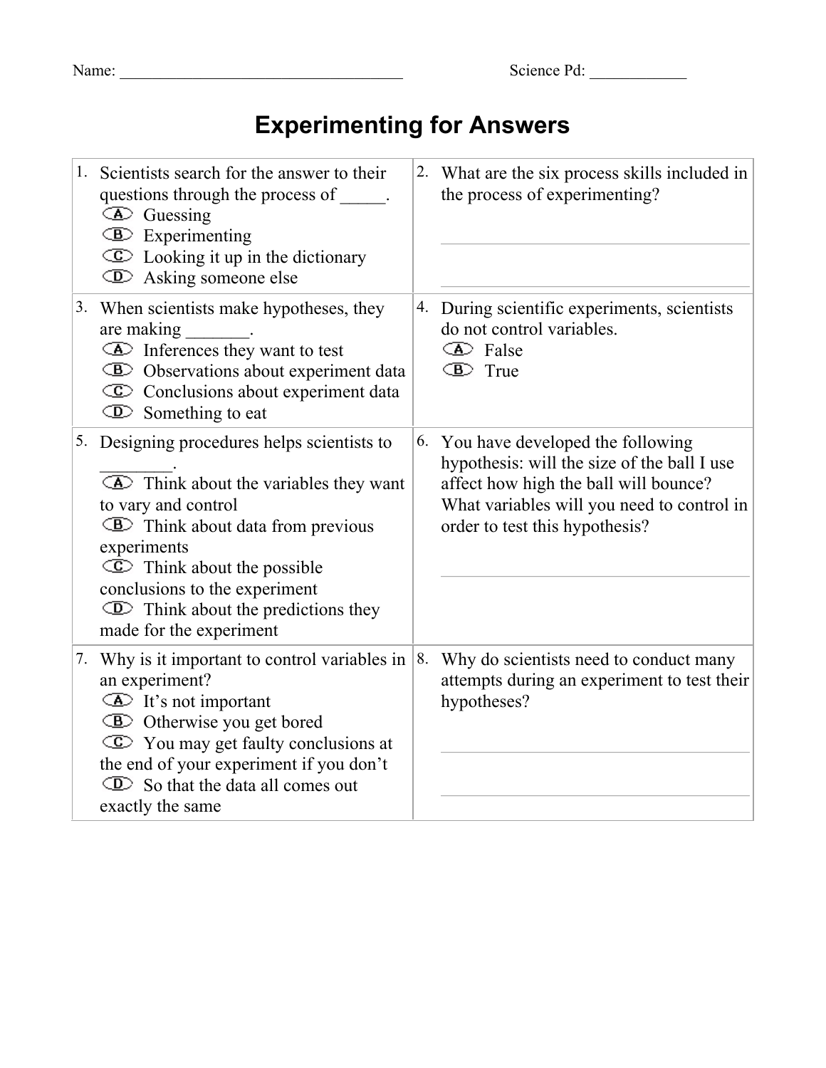Name: ___________________________________ Science Pd: ____________

# Experimenting for Answers

1. Scientists search for the answer to their questions through the process of _____.
   - (A) Guessing
   - (B) Experimenting
   - (C) Looking it up in the dictionary
   - (D) Asking someone else

2. What are the six process skills included in the process of experimenting?

   ______________________________________

   ______________________________________

3. When scientists make hypotheses, they are making _______.
   - (A) Inferences they want to test
   - (B) Observations about experiment data
   - (C) Conclusions about experiment data
   - (D) Something to eat

4. During scientific experiments, scientists do not control variables.
   - (A) False
   - (B) True

5. Designing procedures helps scientists to ________.
   - (A) Think about the variables they want to vary and control
   - (B) Think about data from previous experiments
   - (C) Think about the possible conclusions to the experiment
   - (D) Think about the predictions they made for the experiment

6. You have developed the following hypothesis: will the size of the ball I use affect how high the ball will bounce? What variables will you need to control in order to test this hypothesis?

   ______________________________________

7. Why is it important to control variables in an experiment?
   - (A) It's not important
   - (B) Otherwise you get bored
   - (C) You may get faulty conclusions at the end of your experiment if you don't
   - (D) So that the data all comes out exactly the same

8. Why do scientists need to conduct many attempts during an experiment to test their hypotheses?

   ______________________________________

   ______________________________________